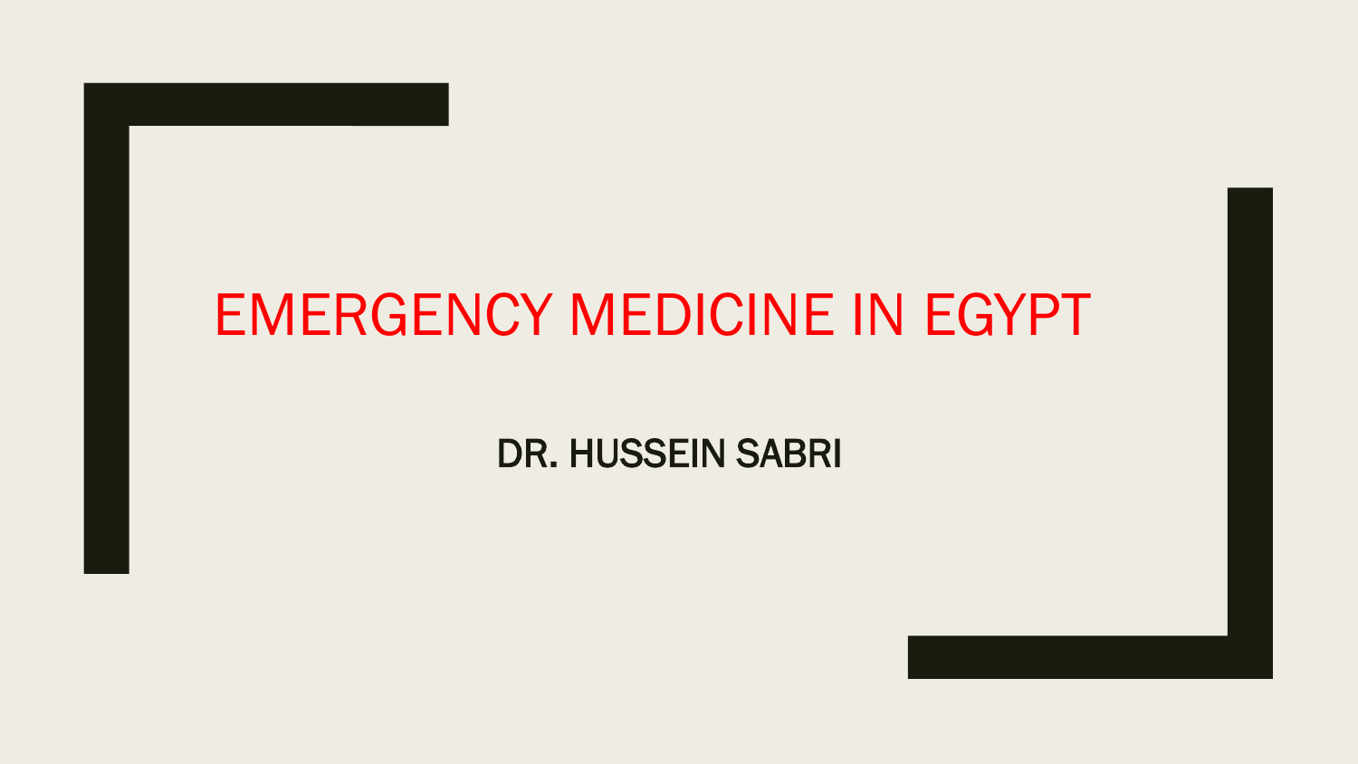# EMERGENCY MEDICINE IN EGYPT

DR. HUSSEIN SABRI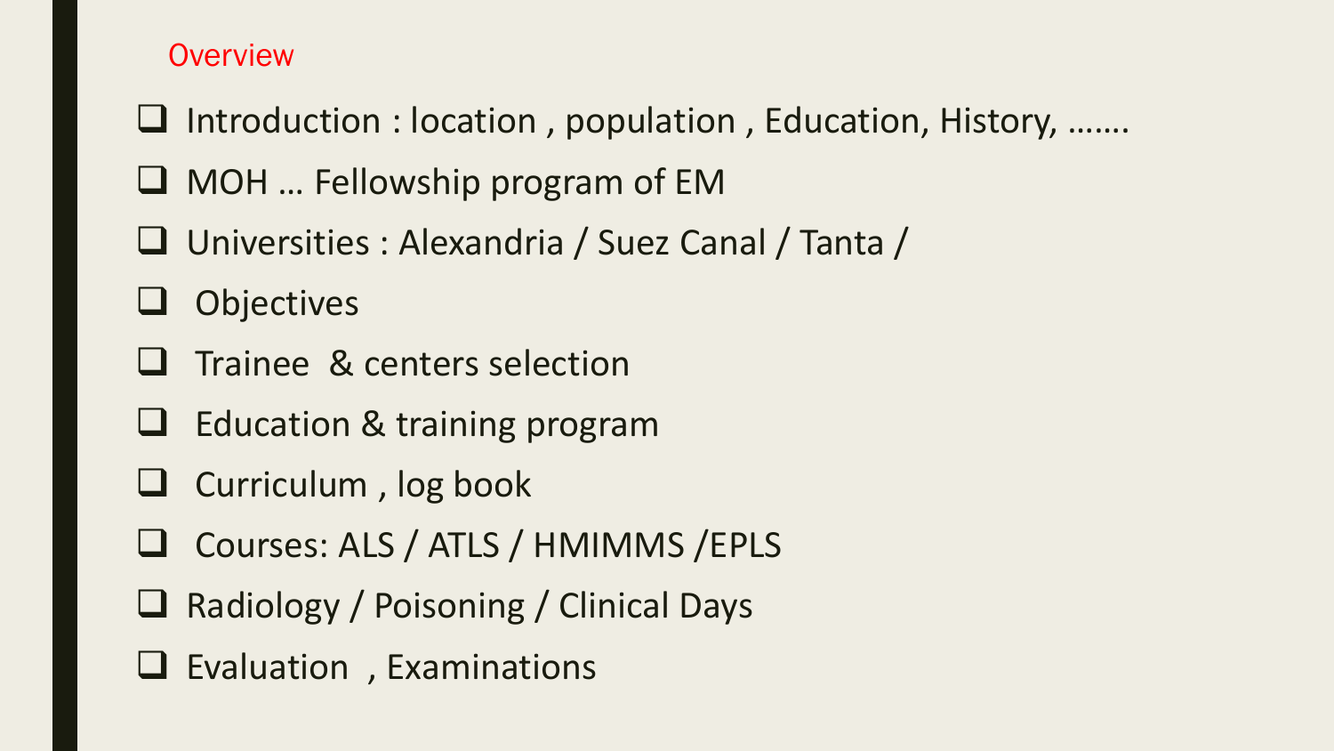## Overview

- Introduction : location , population , Education, History, …….
- MOH … Fellowship program of EM
- Universities : Alexandria / Suez Canal / Tanta /
- Objectives
- Trainee & centers selection
- Education & training program
- Curriculum , log book
- Courses: ALS / ATLS / HMIMMS /EPLS
- Radiology / Poisoning / Clinical Days
- Evaluation , Examinations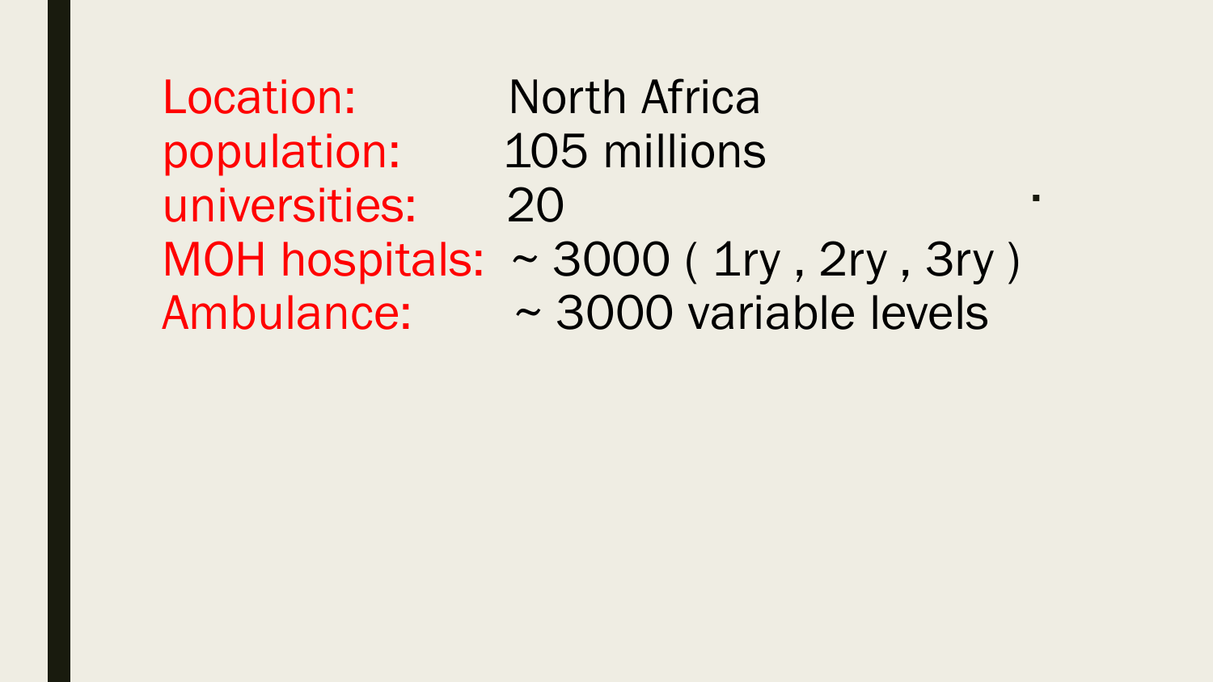Location: North Africa
population: 105 millions
universities: 20
MOH hospitals: ~ 3000 ( 1ry , 2ry , 3ry )
Ambulance: ~ 3000 variable levels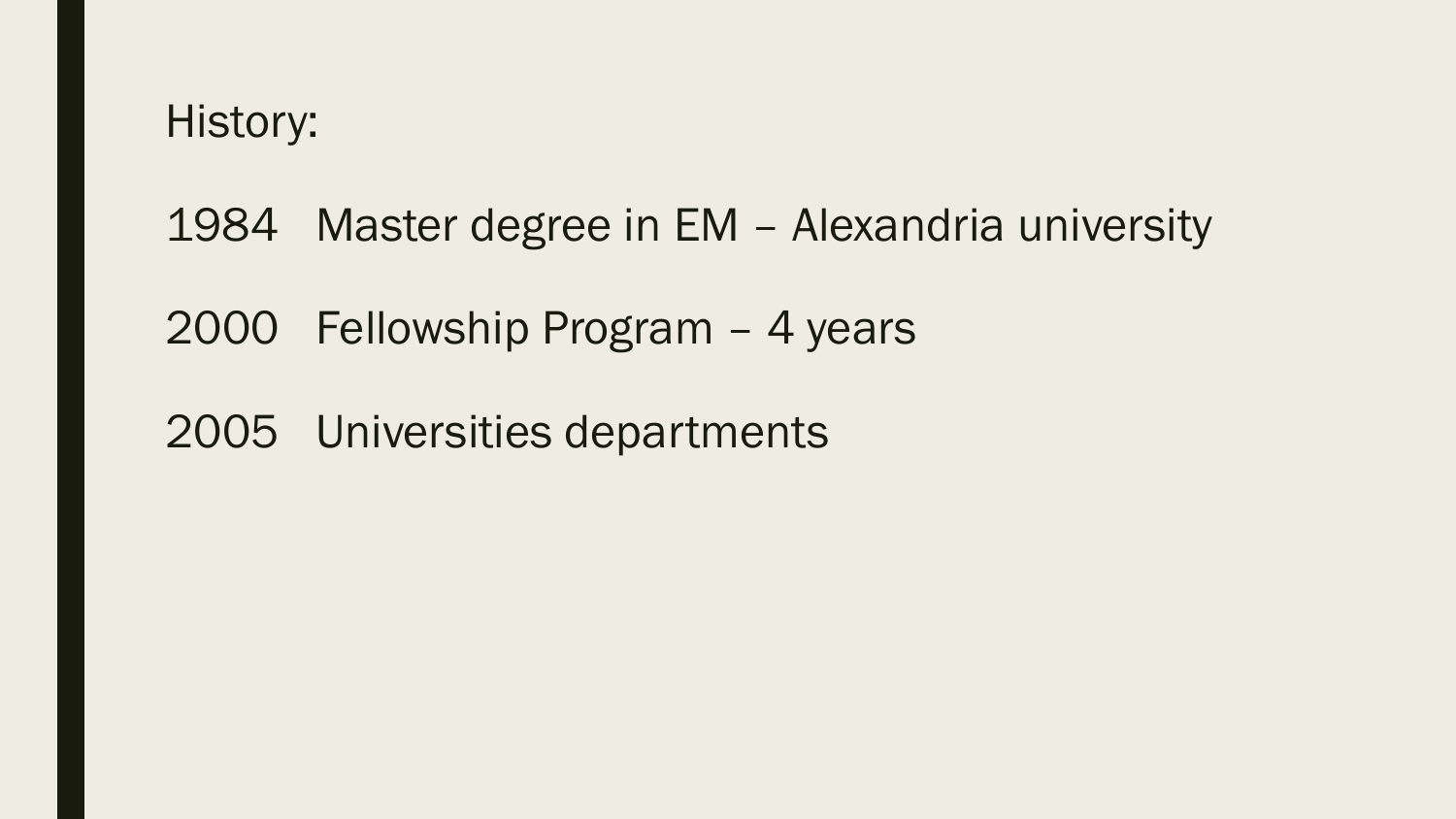History:

1984   Master degree in EM – Alexandria university

2000   Fellowship Program – 4 years

2005   Universities departments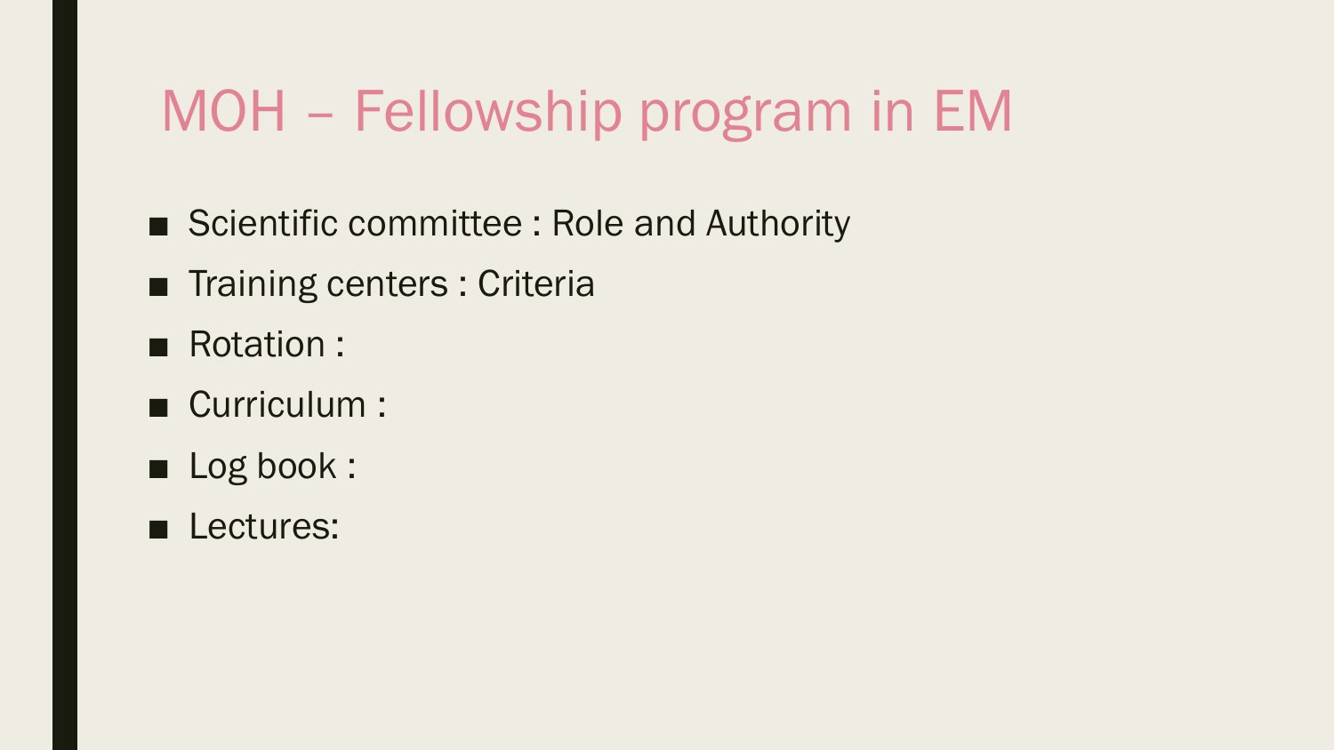# MOH – Fellowship program in EM

- Scientific committee : Role and Authority
- Training centers : Criteria
- Rotation :
- Curriculum :
- Log book :
- Lectures: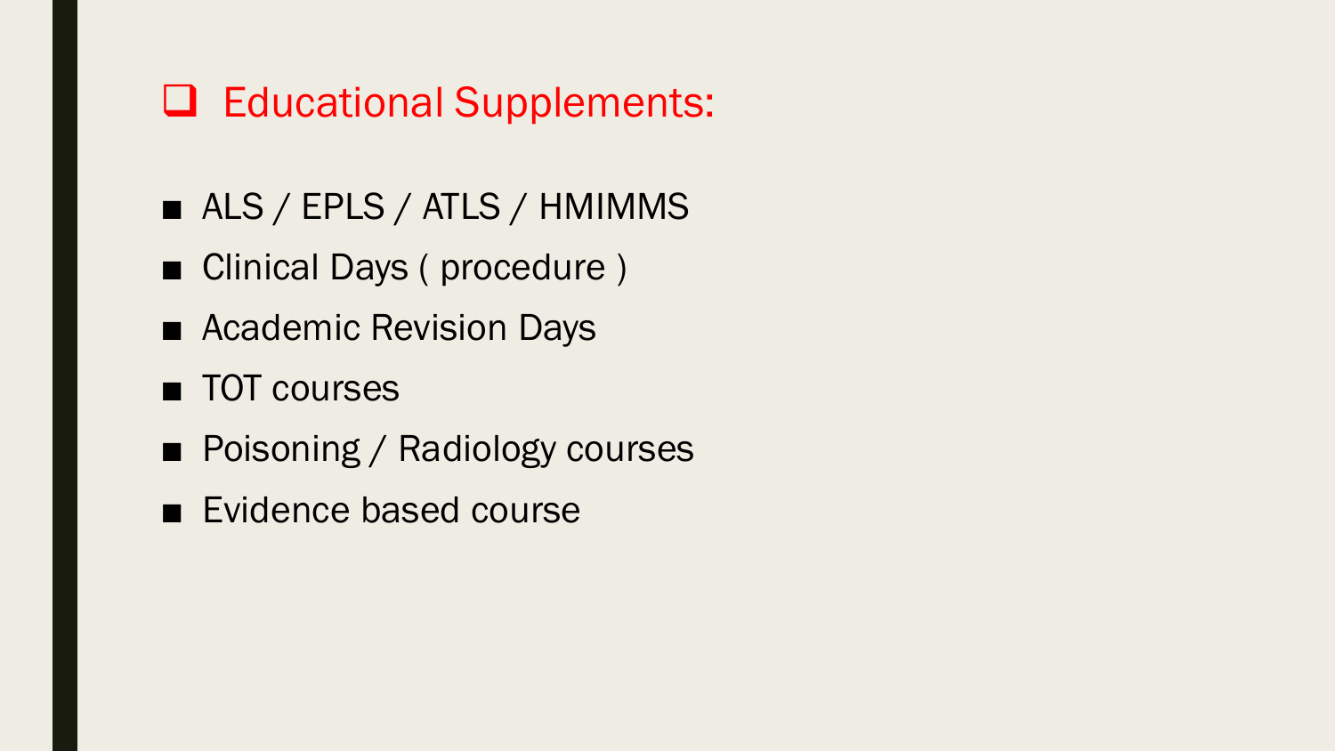## Educational Supplements:

- ALS / EPLS / ATLS / HMIMMS
- Clinical Days ( procedure )
- Academic Revision Days
- TOT courses
- Poisoning / Radiology courses
- Evidence based course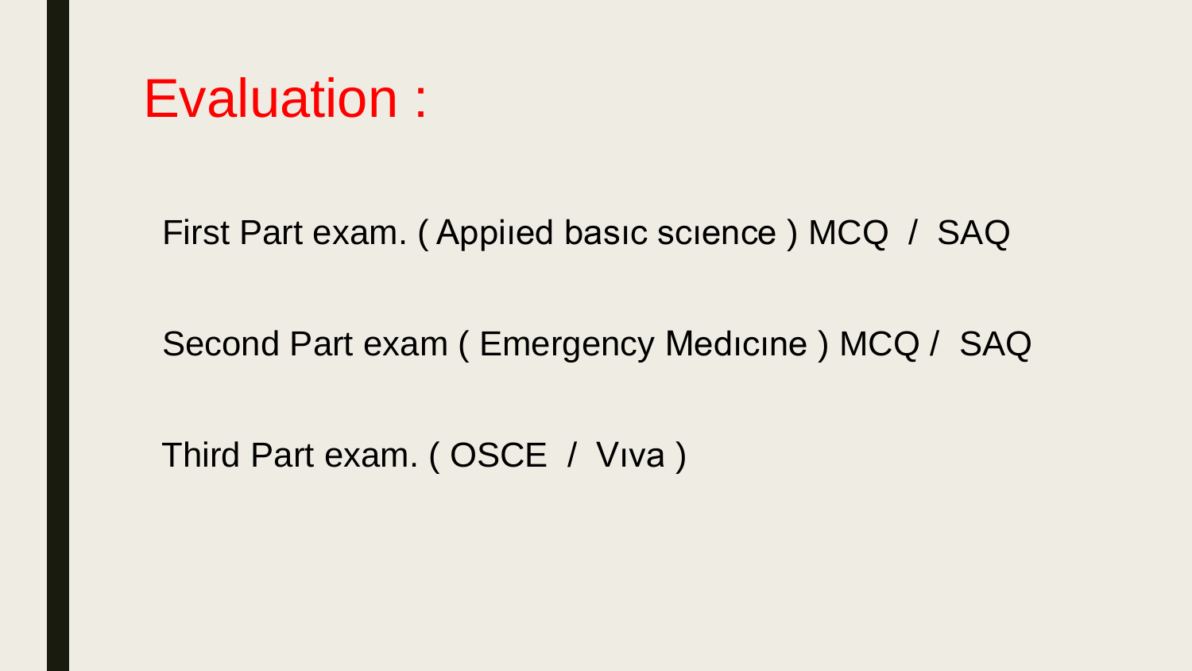# Evaluation :

First Part exam. ( Appiıed basıc scıence ) MCQ / SAQ

Second Part exam ( Emergency Medıcıne ) MCQ / SAQ

Third Part exam. ( OSCE / Vıva )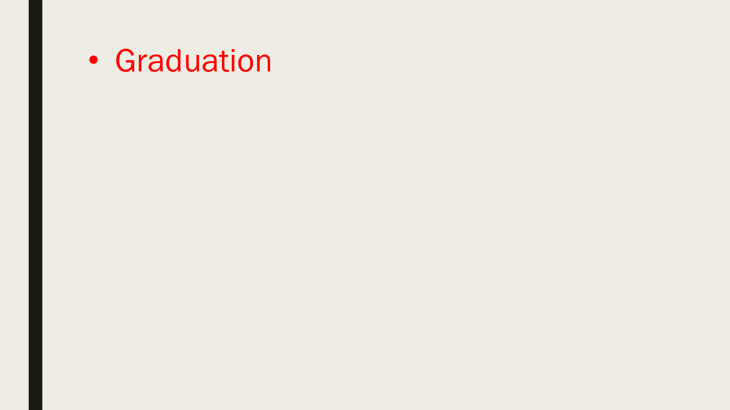- Graduation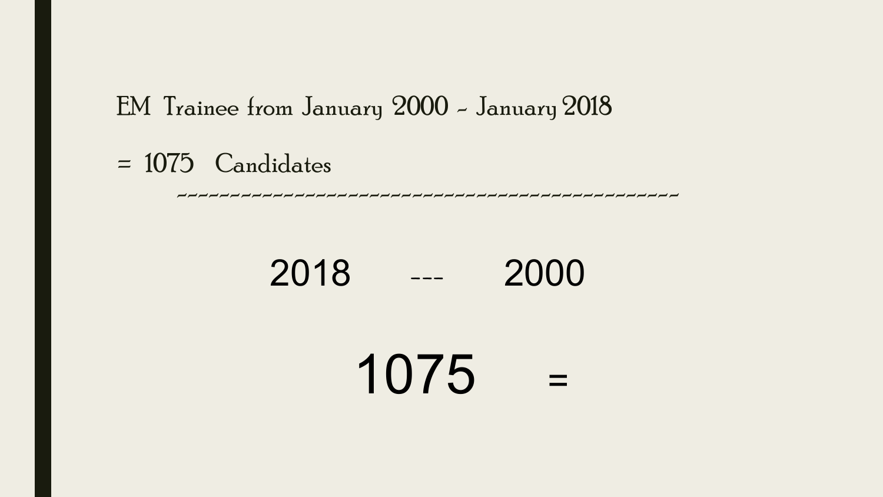EM Trainee from January 2000 - January 2018

= 1075 Candidates

~~~~~~~~~~~~~~~~~~~~~~~~~~~~~~~~~~~~~~~~~~~~

2018 --- 2000

1075 =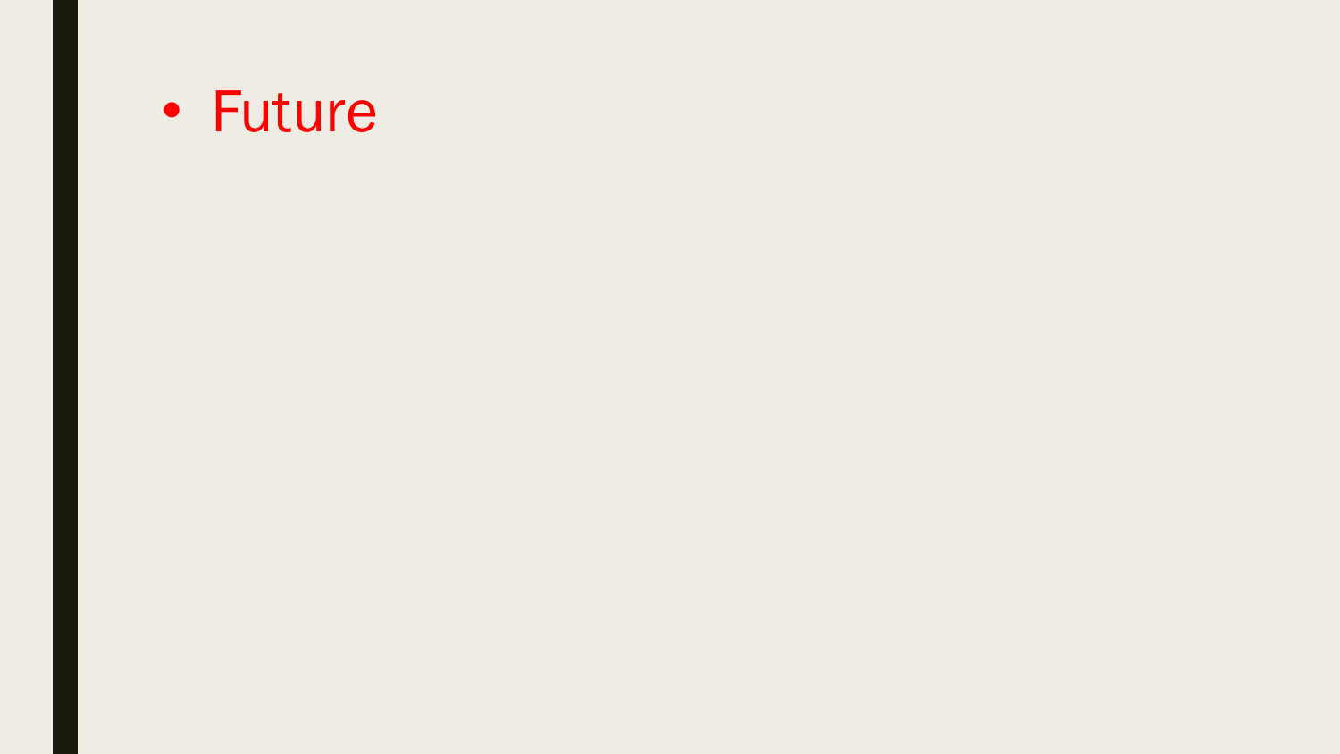- Future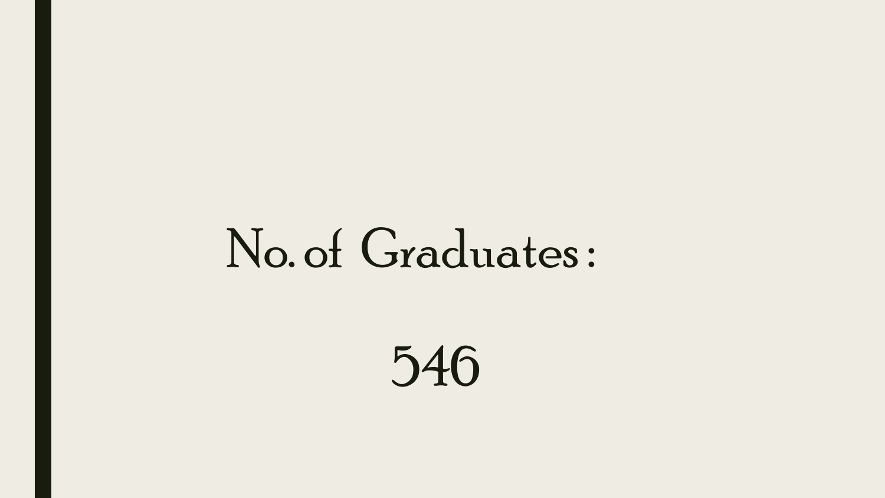No. of Graduates :

546